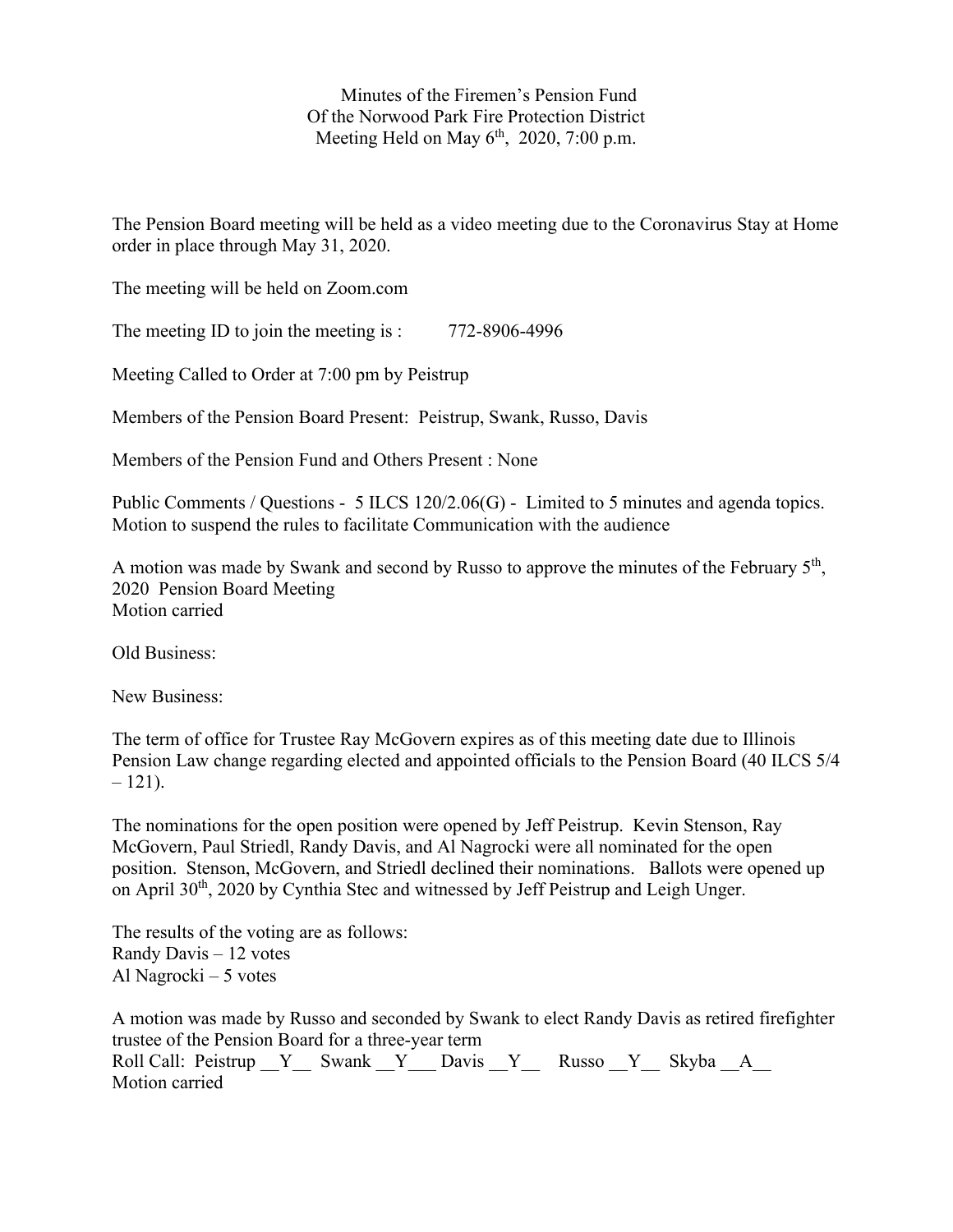Minutes of the Firemen's Pension Fund
Of the Norwood Park Fire Protection District
Meeting Held on May 6th, 2020, 7:00 p.m.

The Pension Board meeting will be held as a video meeting due to the Coronavirus Stay at Home order in place through May 31, 2020.

The meeting will be held on Zoom.com

The meeting ID to join the meeting is : 772-8906-4996

Meeting Called to Order at 7:00 pm by Peistrup

Members of the Pension Board Present: Peistrup, Swank, Russo, Davis

Members of the Pension Fund and Others Present : None

Public Comments / Questions - 5 ILCS 120/2.06(G) - Limited to 5 minutes and agenda topics.
Motion to suspend the rules to facilitate Communication with the audience

A motion was made by Swank and second by Russo to approve the minutes of the February 5th, 2020 Pension Board Meeting
Motion carried

Old Business:

New Business:

The term of office for Trustee Ray McGovern expires as of this meeting date due to Illinois Pension Law change regarding elected and appointed officials to the Pension Board (40 ILCS 5/4 – 121).

The nominations for the open position were opened by Jeff Peistrup. Kevin Stenson, Ray McGovern, Paul Striedl, Randy Davis, and Al Nagrocki were all nominated for the open position. Stenson, McGovern, and Striedl declined their nominations. Ballots were opened up on April 30th, 2020 by Cynthia Stec and witnessed by Jeff Peistrup and Leigh Unger.

The results of the voting are as follows:
Randy Davis – 12 votes
Al Nagrocki – 5 votes

A motion was made by Russo and seconded by Swank to elect Randy Davis as retired firefighter trustee of the Pension Board for a three-year term
Roll Call: Peistrup __Y__ Swank __Y___ Davis __Y__ Russo __Y__ Skyba __A__
Motion carried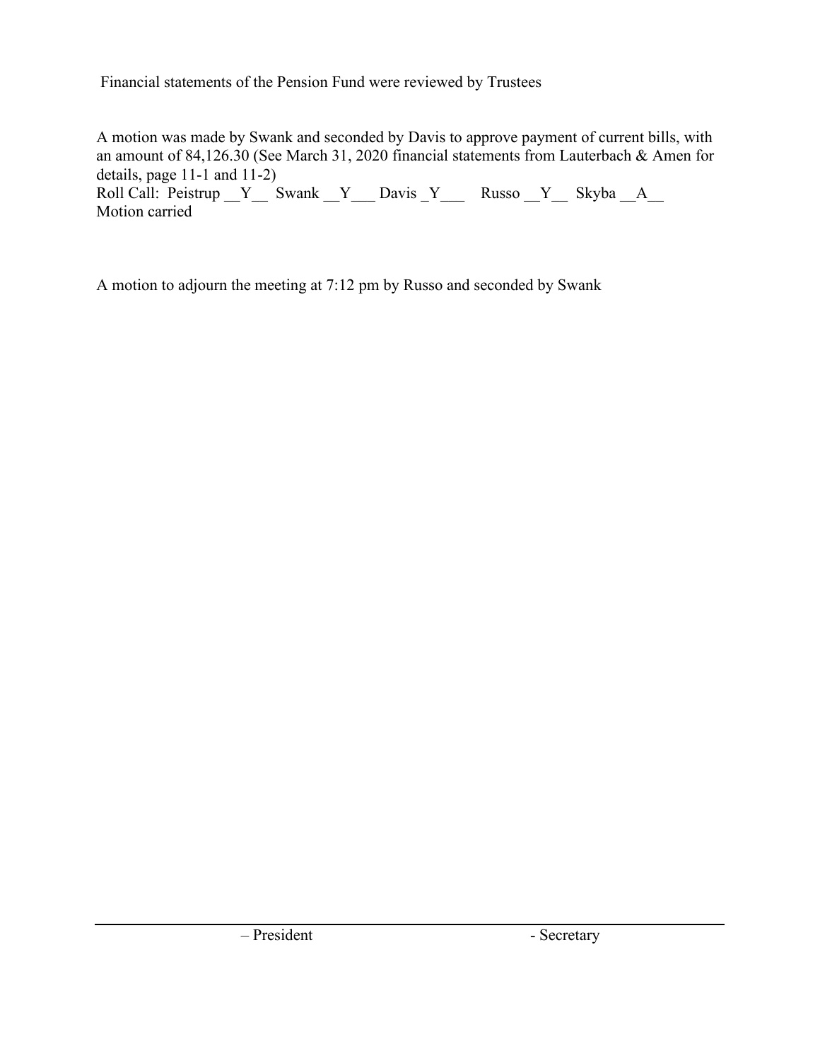Financial statements of the Pension Fund were reviewed by Trustees

A motion was made by Swank and seconded by Davis to approve payment of current bills, with an amount of 84,126.30 (See March 31, 2020 financial statements from Lauterbach & Amen for details, page 11-1 and 11-2)
Roll Call: Peistrup __Y__ Swank __Y___ Davis _Y___ Russo __Y__ Skyba __A__
Motion carried

A motion to adjourn the meeting at 7:12 pm by Russo and seconded by Swank

– President - Secretary